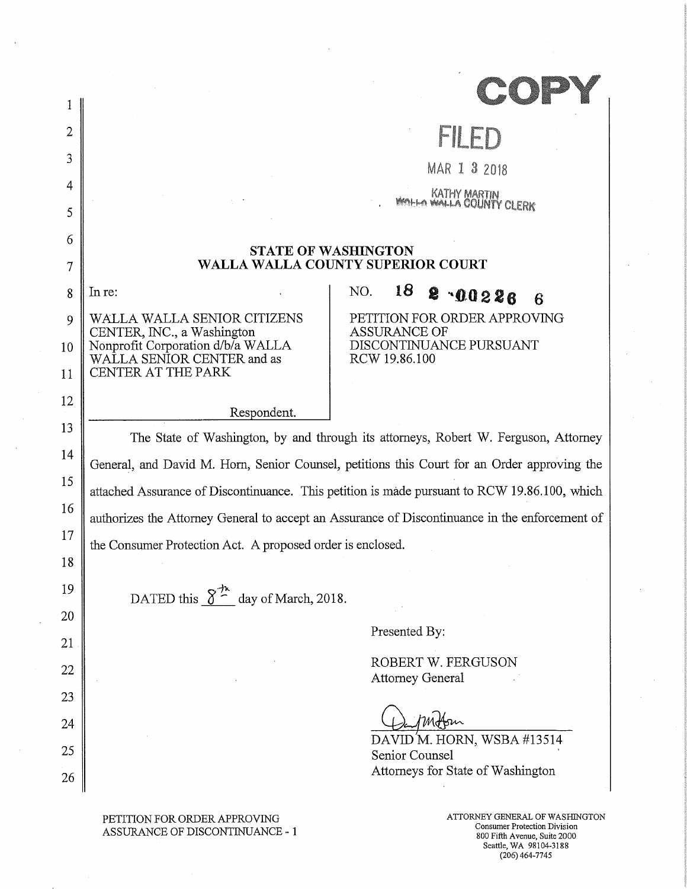COPY

FILED

MAR 1 3 2018

KATHY MARTIN
WALLA WALLA COUNTY CLERK

**STATE OF WASHINGTON**
**WALLA WALLA COUNTY SUPERIOR COURT**

| | |
|---|---|
| In re:<br><br>WALLA WALLA SENIOR CITIZENS CENTER, INC., a Washington Nonprofit Corporation d/b/a WALLA WALLA SENIOR CENTER and as CENTER AT THE PARK<br><br>Respondent. | NO. **18 2 00226 6**<br><br>PETITION FOR ORDER APPROVING ASSURANCE OF DISCONTINUANCE PURSUANT RCW 19.86.100 |

The State of Washington, by and through its attorneys, Robert W. Ferguson, Attorney General, and David M. Horn, Senior Counsel, petitions this Court for an Order approving the attached Assurance of Discontinuance. This petition is made pursuant to RCW 19.86.100, which authorizes the Attorney General to accept an Assurance of Discontinuance in the enforcement of the Consumer Protection Act. A proposed order is enclosed.

DATED this 8th day of March, 2018.

Presented By:

ROBERT W. FERGUSON
Attorney General

DAVID M. HORN, WSBA #13514
Senior Counsel
Attorneys for State of Washington

PETITION FOR ORDER APPROVING ASSURANCE OF DISCONTINUANCE - 1

ATTORNEY GENERAL OF WASHINGTON
Consumer Protection Division
800 Fifth Avenue, Suite 2000
Seattle, WA 98104-3188
(206) 464-7745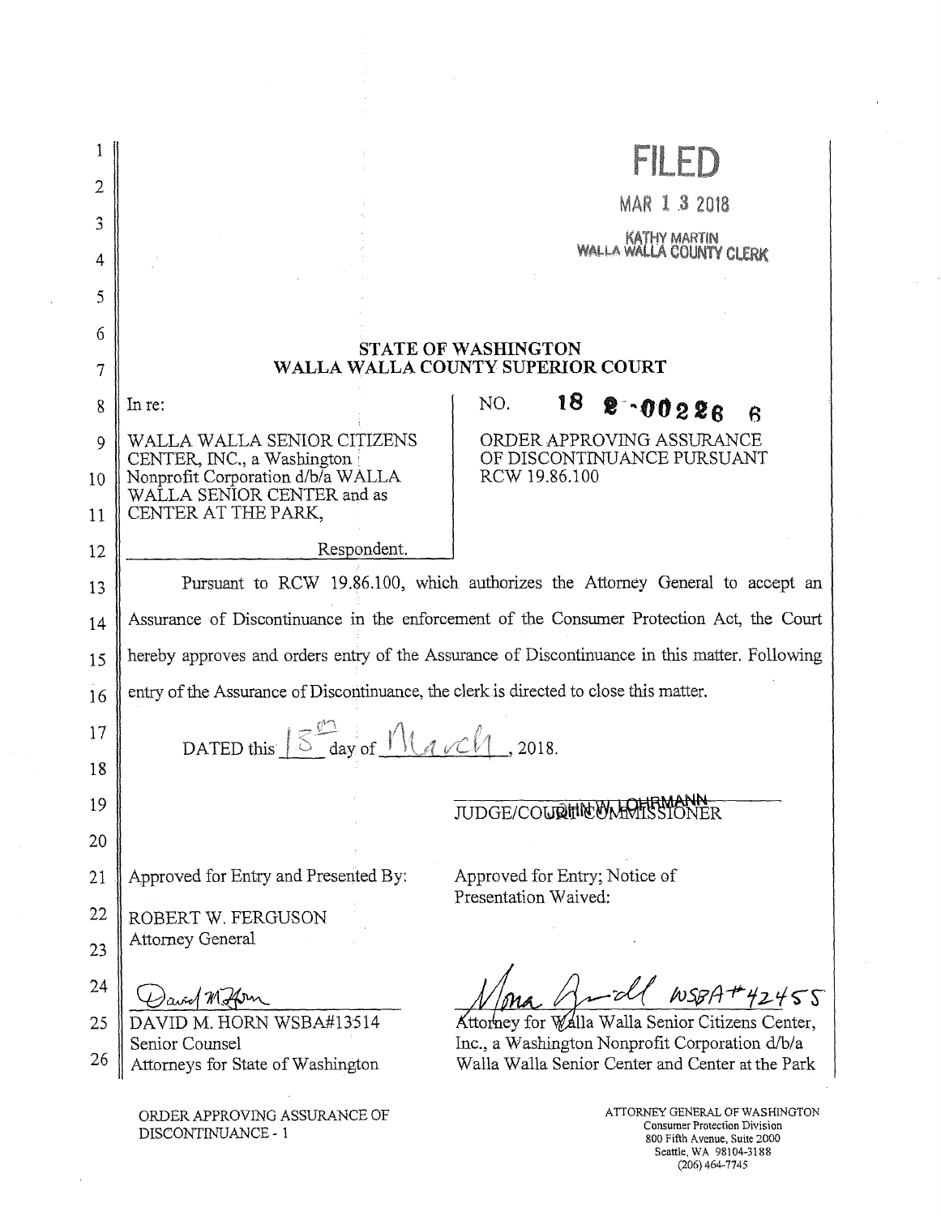**FILED**

MAR 13 2018

KATHY MARTIN
WALLA WALLA COUNTY CLERK

**STATE OF WASHINGTON**
**WALLA WALLA COUNTY SUPERIOR COURT**

| In re: WALLA WALLA SENIOR CITIZENS CENTER, INC., a Washington Nonprofit Corporation d/b/a WALLA WALLA SENIOR CENTER and as CENTER AT THE PARK, Respondent. | NO. 18 2 00226 6 ORDER APPROVING ASSURANCE OF DISCONTINUANCE PURSUANT RCW 19.86.100 |
| --- | --- |

Pursuant to RCW 19.86.100, which authorizes the Attorney General to accept an Assurance of Discontinuance in the enforcement of the Consumer Protection Act, the Court hereby approves and orders entry of the Assurance of Discontinuance in this matter. Following entry of the Assurance of Discontinuance, the clerk is directed to close this matter.

DATED this 13th day of March, 2018.

JOHN W. LOHRMANN
JUDGE/COURT COMMISSIONER

Approved for Entry and Presented By:

ROBERT W. FERGUSON
Attorney General

DAVID M. HORN WSBA#13514
Senior Counsel
Attorneys for State of Washington

Approved for Entry; Notice of Presentation Waived:

WSBA#42455
Attorney for Walla Walla Senior Citizens Center, Inc., a Washington Nonprofit Corporation d/b/a Walla Walla Senior Center and Center at the Park

ORDER APPROVING ASSURANCE OF DISCONTINUANCE - 1

ATTORNEY GENERAL OF WASHINGTON
Consumer Protection Division
800 Fifth Avenue, Suite 2000
Seattle, WA 98104-3188
(206) 464-7745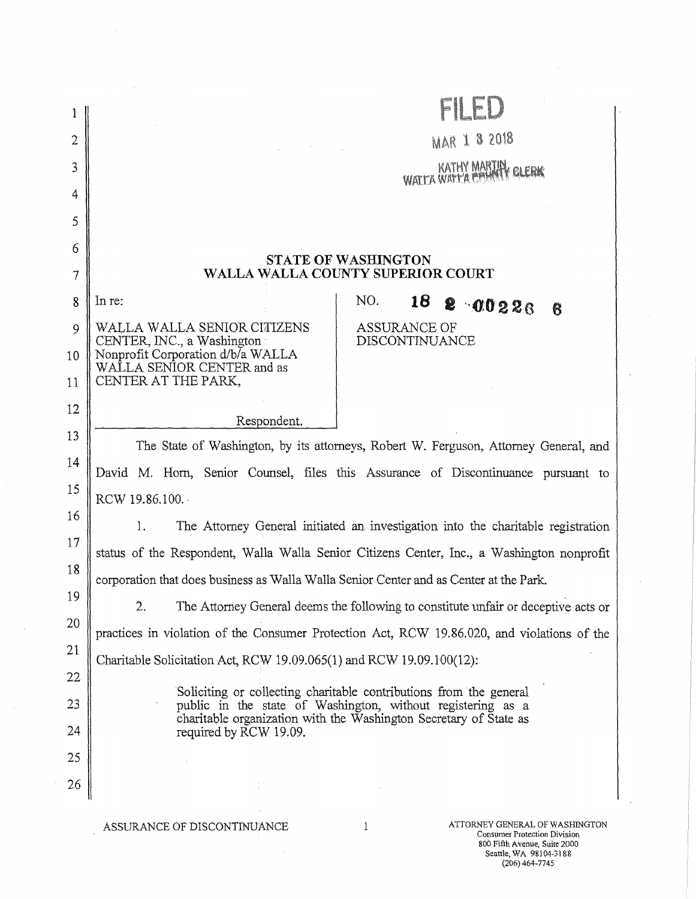FILED

MAR 1 3 2018

KATHY MARTIN
WALLA WALLA COUNTY CLERK

**STATE OF WASHINGTON**
**WALLA WALLA COUNTY SUPERIOR COURT**

| | |
|---|---|
| In re:<br><br>WALLA WALLA SENIOR CITIZENS CENTER, INC., a Washington Nonprofit Corporation d/b/a WALLA WALLA SENIOR CENTER and as CENTER AT THE PARK,<br><br>Respondent. | NO. 18 2 00226 6<br><br>ASSURANCE OF DISCONTINUANCE |

The State of Washington, by its attorneys, Robert W. Ferguson, Attorney General, and David M. Horn, Senior Counsel, files this Assurance of Discontinuance pursuant to RCW 19.86.100.

1. The Attorney General initiated an investigation into the charitable registration status of the Respondent, Walla Walla Senior Citizens Center, Inc., a Washington nonprofit corporation that does business as Walla Walla Senior Center and as Center at the Park.

2. The Attorney General deems the following to constitute unfair or deceptive acts or practices in violation of the Consumer Protection Act, RCW 19.86.020, and violations of the Charitable Solicitation Act, RCW 19.09.065(1) and RCW 19.09.100(12):

> Soliciting or collecting charitable contributions from the general public in the state of Washington, without registering as a charitable organization with the Washington Secretary of State as required by RCW 19.09.

ASSURANCE OF DISCONTINUANCE

ATTORNEY GENERAL OF WASHINGTON
Consumer Protection Division
800 Fifth Avenue, Suite 2000
Seattle, WA 98104-3188
(206) 464-7745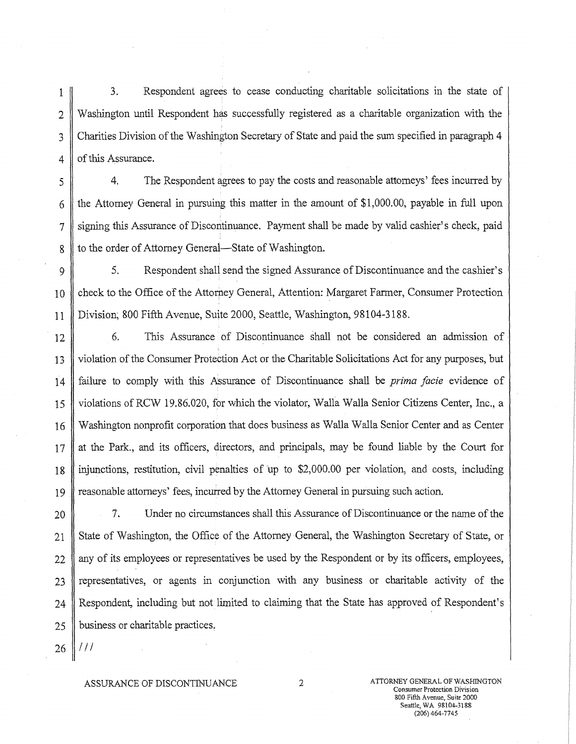3. Respondent agrees to cease conducting charitable solicitations in the state of Washington until Respondent has successfully registered as a charitable organization with the Charities Division of the Washington Secretary of State and paid the sum specified in paragraph 4 of this Assurance.

4. The Respondent agrees to pay the costs and reasonable attorneys' fees incurred by the Attorney General in pursuing this matter in the amount of $1,000.00, payable in full upon signing this Assurance of Discontinuance. Payment shall be made by valid cashier's check, paid to the order of Attorney General—State of Washington.

5. Respondent shall send the signed Assurance of Discontinuance and the cashier's check to the Office of the Attorney General, Attention: Margaret Farmer, Consumer Protection Division, 800 Fifth Avenue, Suite 2000, Seattle, Washington, 98104-3188.

6. This Assurance of Discontinuance shall not be considered an admission of violation of the Consumer Protection Act or the Charitable Solicitations Act for any purposes, but failure to comply with this Assurance of Discontinuance shall be *prima facie* evidence of violations of RCW 19.86.020, for which the violator, Walla Walla Senior Citizens Center, Inc., a Washington nonprofit corporation that does business as Walla Walla Senior Center and as Center at the Park., and its officers, directors, and principals, may be found liable by the Court for injunctions, restitution, civil penalties of up to $2,000.00 per violation, and costs, including reasonable attorneys' fees, incurred by the Attorney General in pursuing such action.

7. Under no circumstances shall this Assurance of Discontinuance or the name of the State of Washington, the Office of the Attorney General, the Washington Secretary of State, or any of its employees or representatives be used by the Respondent or by its officers, employees, representatives, or agents in conjunction with any business or charitable activity of the Respondent, including but not limited to claiming that the State has approved of Respondent's business or charitable practices.

///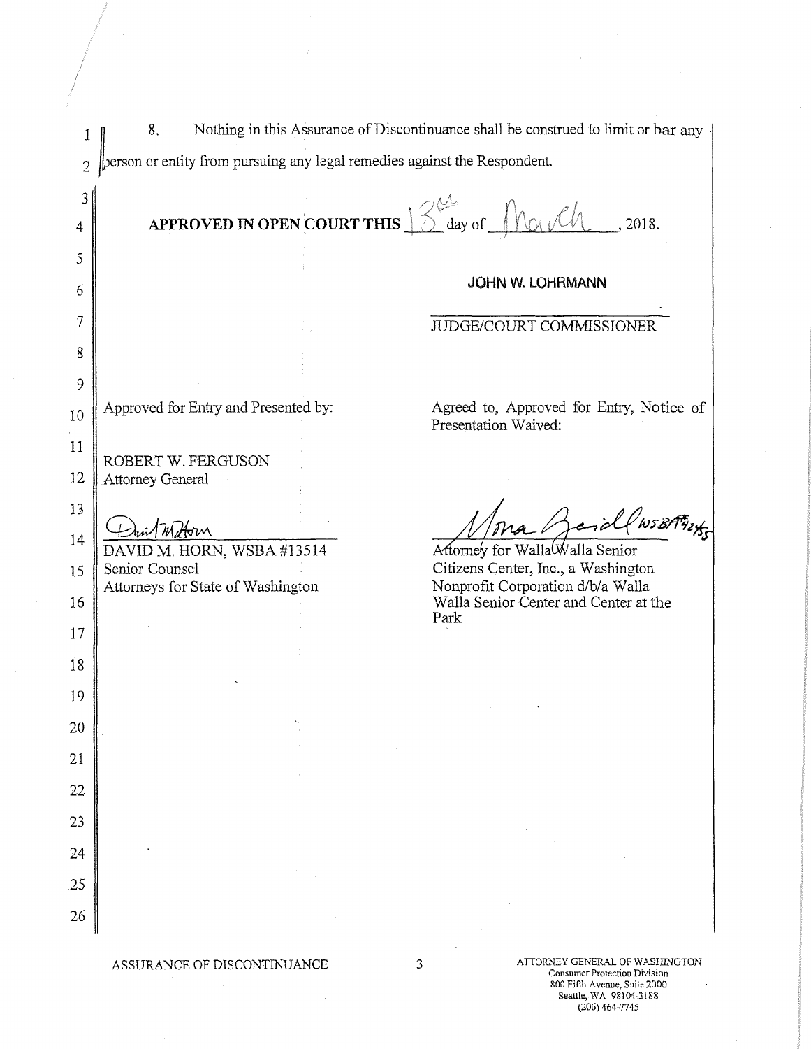8. Nothing in this Assurance of Discontinuance shall be construed to limit or bar any person or entity from pursuing any legal remedies against the Respondent.

**APPROVED IN OPEN COURT THIS** 13th day of March, 2018.

**JOHN W. LOHRMANN**

JUDGE/COURT COMMISSIONER

Approved for Entry and Presented by:

ROBERT W. FERGUSON
Attorney General

DAVID M. HORN, WSBA #13514
Senior Counsel
Attorneys for State of Washington

Agreed to, Approved for Entry, Notice of Presentation Waived:

Mona Geidl WSBA #42455
Attorney for Walla Walla Senior Citizens Center, Inc., a Washington Nonprofit Corporation d/b/a Walla Walla Senior Center and Center at the Park

ASSURANCE OF DISCONTINUANCE

ATTORNEY GENERAL OF WASHINGTON
Consumer Protection Division
800 Fifth Avenue, Suite 2000
Seattle, WA 98104-3188
(206) 464-7745